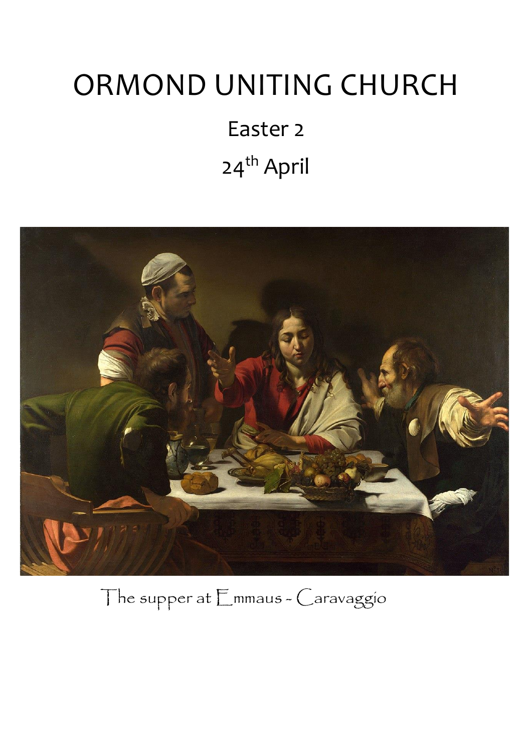# ORMOND UNITING CHURCH

## Easter 2

## 24th April

The supper at Emmaus - Caravaggio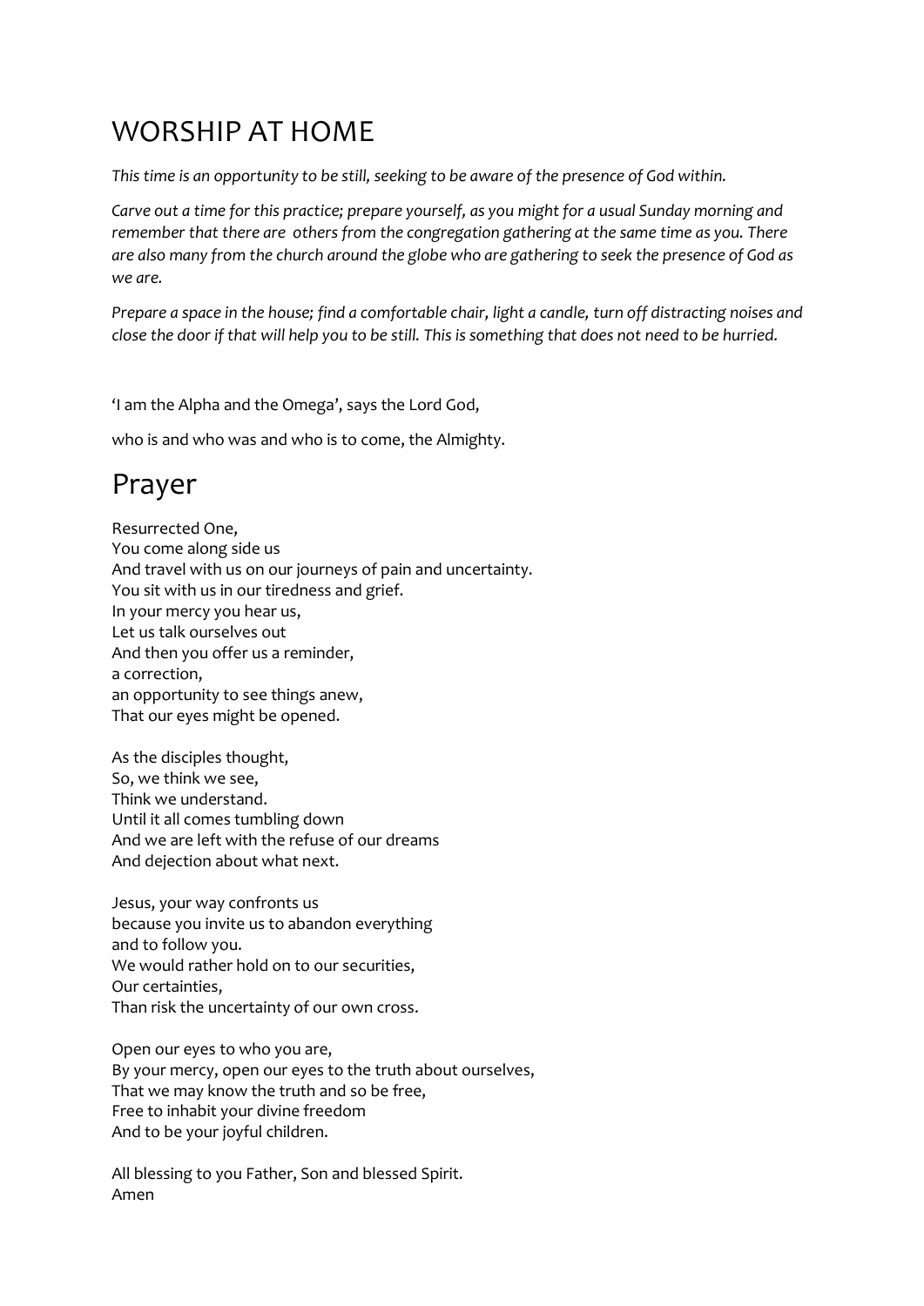# WORSHIP AT HOME

*This time is an opportunity to be still, seeking to be aware of the presence of God within.*

*Carve out a time for this practice; prepare yourself, as you might for a usual Sunday morning and remember that there are others from the congregation gathering at the same time as you. There are also many from the church around the globe who are gathering to seek the presence of God as we are.*

*Prepare a space in the house; find a comfortable chair, light a candle, turn off distracting noises and close the door if that will help you to be still. This is something that does not need to be hurried.*

'I am the Alpha and the Omega', says the Lord God,

who is and who was and who is to come, the Almighty.

# Prayer

Resurrected One,
You come along side us
And travel with us on our journeys of pain and uncertainty.
You sit with us in our tiredness and grief.
In your mercy you hear us,
Let us talk ourselves out
And then you offer us a reminder,
a correction,
an opportunity to see things anew,
That our eyes might be opened.

As the disciples thought,
So, we think we see,
Think we understand.
Until it all comes tumbling down
And we are left with the refuse of our dreams
And dejection about what next.

Jesus, your way confronts us
because you invite us to abandon everything
and to follow you.
We would rather hold on to our securities,
Our certainties,
Than risk the uncertainty of our own cross.

Open our eyes to who you are,
By your mercy, open our eyes to the truth about ourselves,
That we may know the truth and so be free,
Free to inhabit your divine freedom
And to be your joyful children.

All blessing to you Father, Son and blessed Spirit.
Amen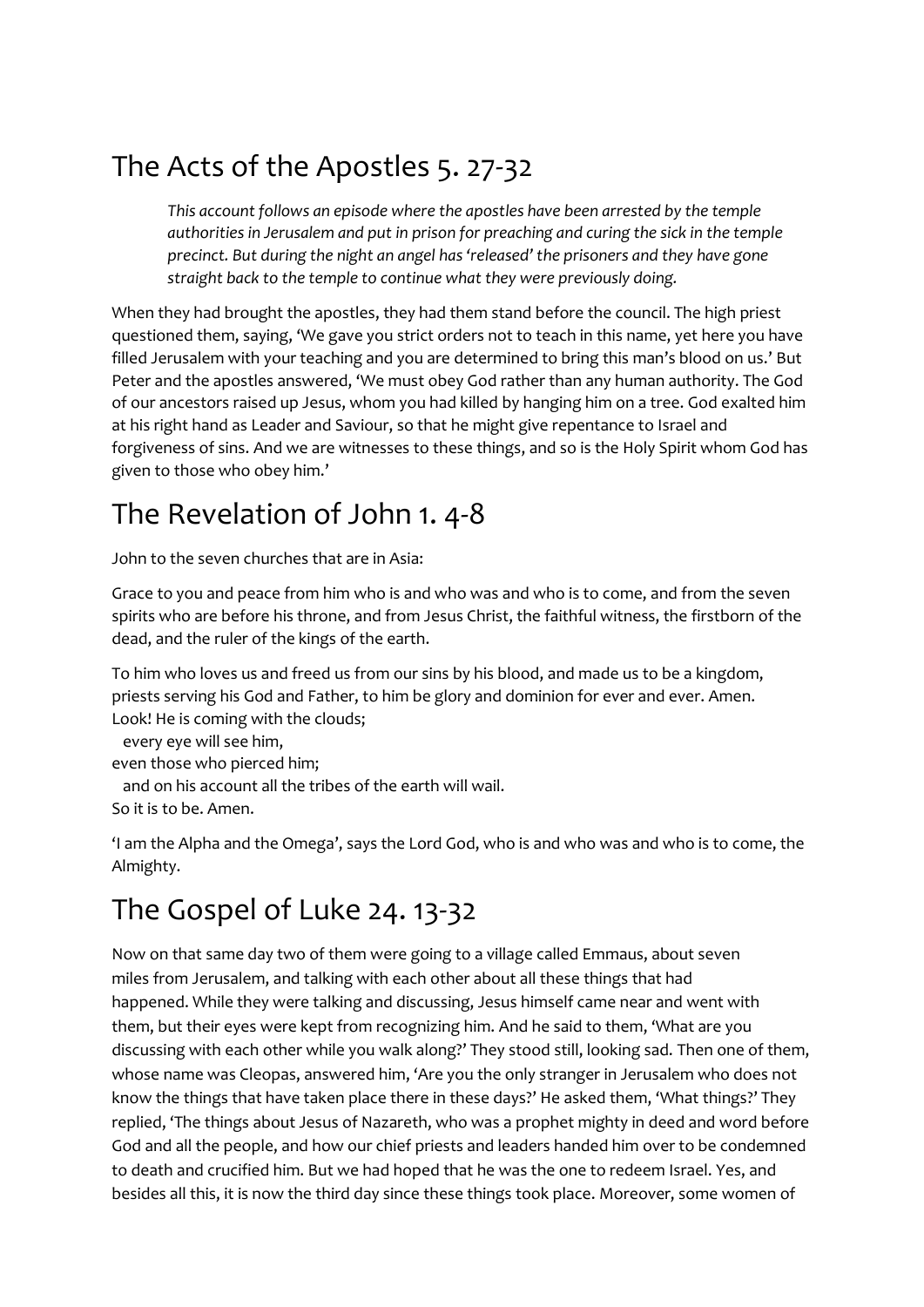## The Acts of the Apostles 5. 27-32

> *This account follows an episode where the apostles have been arrested by the temple authorities in Jerusalem and put in prison for preaching and curing the sick in the temple precinct. But during the night an angel has 'released' the prisoners and they have gone straight back to the temple to continue what they were previously doing.*

When they had brought the apostles, they had them stand before the council. The high priest questioned them, saying, 'We gave you strict orders not to teach in this name, yet here you have filled Jerusalem with your teaching and you are determined to bring this man's blood on us.' But Peter and the apostles answered, 'We must obey God rather than any human authority. The God of our ancestors raised up Jesus, whom you had killed by hanging him on a tree. God exalted him at his right hand as Leader and Saviour, so that he might give repentance to Israel and forgiveness of sins. And we are witnesses to these things, and so is the Holy Spirit whom God has given to those who obey him.'

## The Revelation of John 1. 4-8

John to the seven churches that are in Asia:

Grace to you and peace from him who is and who was and who is to come, and from the seven spirits who are before his throne, and from Jesus Christ, the faithful witness, the firstborn of the dead, and the ruler of the kings of the earth.

To him who loves us and freed us from our sins by his blood, and made us to be a kingdom, priests serving his God and Father, to him be glory and dominion for ever and ever. Amen.
Look! He is coming with the clouds;
  every eye will see him,
even those who pierced him;
  and on his account all the tribes of the earth will wail.
So it is to be. Amen.

'I am the Alpha and the Omega', says the Lord God, who is and who was and who is to come, the Almighty.

## The Gospel of Luke 24. 13-32

Now on that same day two of them were going to a village called Emmaus, about seven miles from Jerusalem, and talking with each other about all these things that had happened. While they were talking and discussing, Jesus himself came near and went with them, but their eyes were kept from recognizing him. And he said to them, 'What are you discussing with each other while you walk along?' They stood still, looking sad. Then one of them, whose name was Cleopas, answered him, 'Are you the only stranger in Jerusalem who does not know the things that have taken place there in these days?' He asked them, 'What things?' They replied, 'The things about Jesus of Nazareth, who was a prophet mighty in deed and word before God and all the people, and how our chief priests and leaders handed him over to be condemned to death and crucified him. But we had hoped that he was the one to redeem Israel. Yes, and besides all this, it is now the third day since these things took place. Moreover, some women of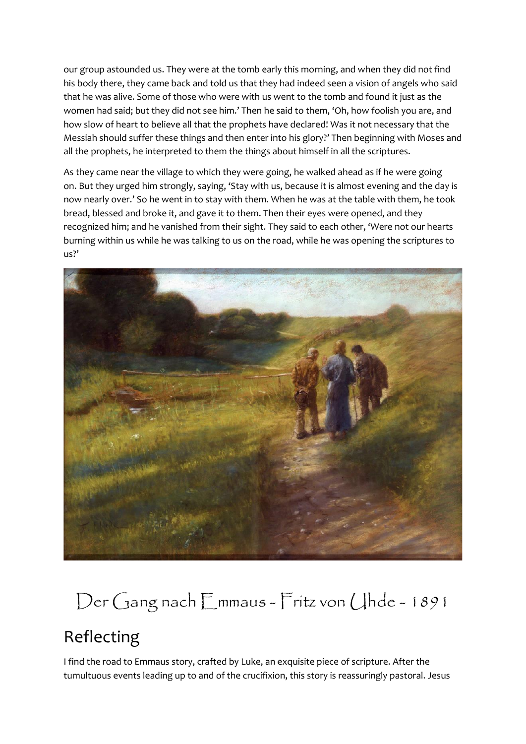our group astounded us. They were at the tomb early this morning, and when they did not find his body there, they came back and told us that they had indeed seen a vision of angels who said that he was alive. Some of those who were with us went to the tomb and found it just as the women had said; but they did not see him.' Then he said to them, 'Oh, how foolish you are, and how slow of heart to believe all that the prophets have declared! Was it not necessary that the Messiah should suffer these things and then enter into his glory?' Then beginning with Moses and all the prophets, he interpreted to them the things about himself in all the scriptures.

As they came near the village to which they were going, he walked ahead as if he were going on. But they urged him strongly, saying, 'Stay with us, because it is almost evening and the day is now nearly over.' So he went in to stay with them. When he was at the table with them, he took bread, blessed and broke it, and gave it to them. Then their eyes were opened, and they recognized him; and he vanished from their sight. They said to each other, 'Were not our hearts burning within us while he was talking to us on the road, while he was opening the scriptures to us?'

Der Gang nach Emmaus - Fritz von Uhde - 1891

## Reflecting

I find the road to Emmaus story, crafted by Luke, an exquisite piece of scripture. After the tumultuous events leading up to and of the crucifixion, this story is reassuringly pastoral. Jesus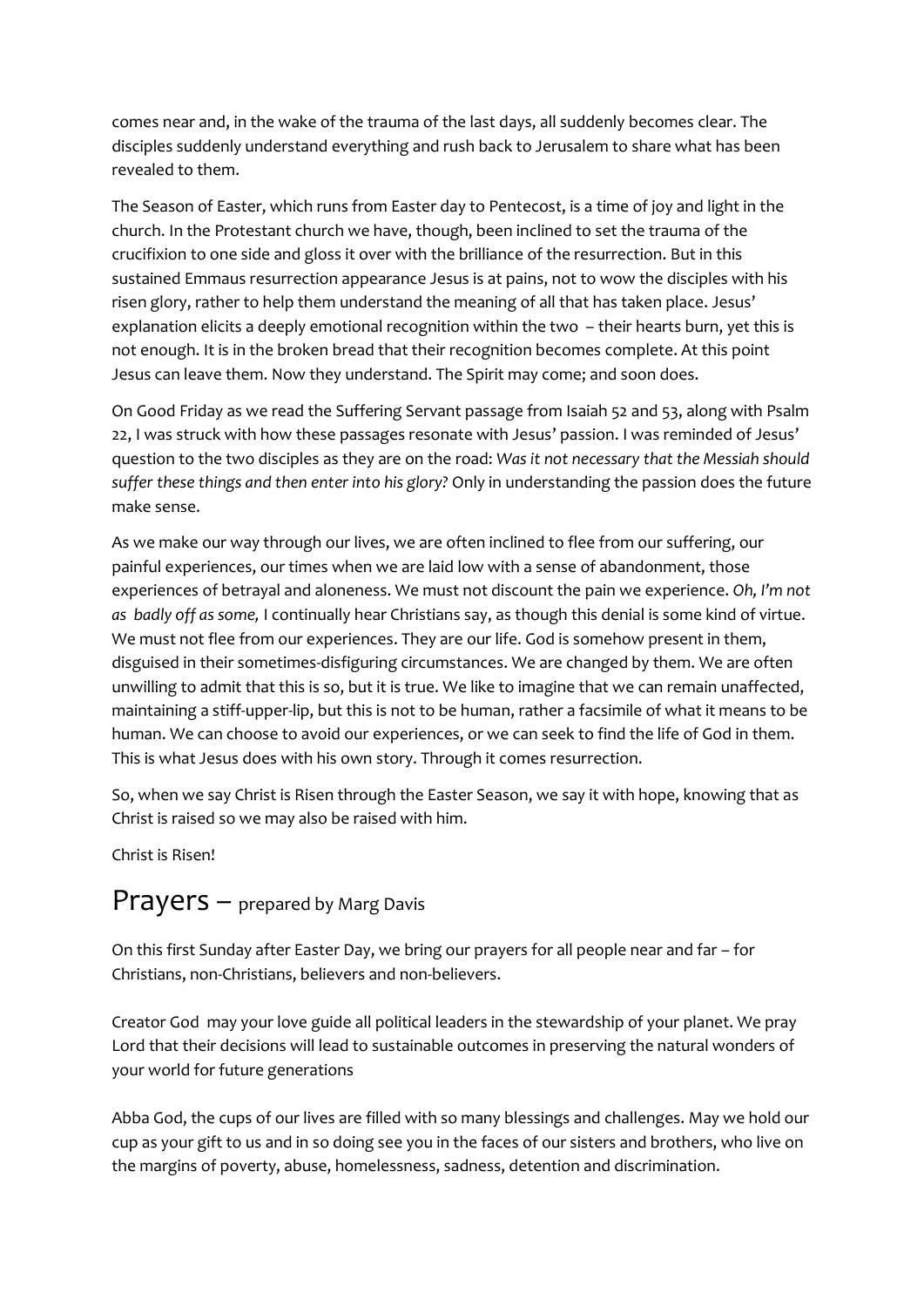comes near and, in the wake of the trauma of the last days, all suddenly becomes clear. The disciples suddenly understand everything and rush back to Jerusalem to share what has been revealed to them.

The Season of Easter, which runs from Easter day to Pentecost, is a time of joy and light in the church. In the Protestant church we have, though, been inclined to set the trauma of the crucifixion to one side and gloss it over with the brilliance of the resurrection. But in this sustained Emmaus resurrection appearance Jesus is at pains, not to wow the disciples with his risen glory, rather to help them understand the meaning of all that has taken place. Jesus' explanation elicits a deeply emotional recognition within the two – their hearts burn, yet this is not enough. It is in the broken bread that their recognition becomes complete. At this point Jesus can leave them. Now they understand. The Spirit may come; and soon does.

On Good Friday as we read the Suffering Servant passage from Isaiah 52 and 53, along with Psalm 22, I was struck with how these passages resonate with Jesus' passion. I was reminded of Jesus' question to the two disciples as they are on the road: *Was it not necessary that the Messiah should suffer these things and then enter into his glory?* Only in understanding the passion does the future make sense.

As we make our way through our lives, we are often inclined to flee from our suffering, our painful experiences, our times when we are laid low with a sense of abandonment, those experiences of betrayal and aloneness. We must not discount the pain we experience. *Oh, I'm not as badly off as some,* I continually hear Christians say, as though this denial is some kind of virtue. We must not flee from our experiences. They are our life. God is somehow present in them, disguised in their sometimes-disfiguring circumstances. We are changed by them. We are often unwilling to admit that this is so, but it is true. We like to imagine that we can remain unaffected, maintaining a stiff-upper-lip, but this is not to be human, rather a facsimile of what it means to be human. We can choose to avoid our experiences, or we can seek to find the life of God in them. This is what Jesus does with his own story. Through it comes resurrection.

So, when we say Christ is Risen through the Easter Season, we say it with hope, knowing that as Christ is raised so we may also be raised with him.

Christ is Risen!

# Prayers – prepared by Marg Davis

On this first Sunday after Easter Day, we bring our prayers for all people near and far – for Christians, non-Christians, believers and non-believers.

Creator God may your love guide all political leaders in the stewardship of your planet. We pray Lord that their decisions will lead to sustainable outcomes in preserving the natural wonders of your world for future generations

Abba God, the cups of our lives are filled with so many blessings and challenges. May we hold our cup as your gift to us and in so doing see you in the faces of our sisters and brothers, who live on the margins of poverty, abuse, homelessness, sadness, detention and discrimination.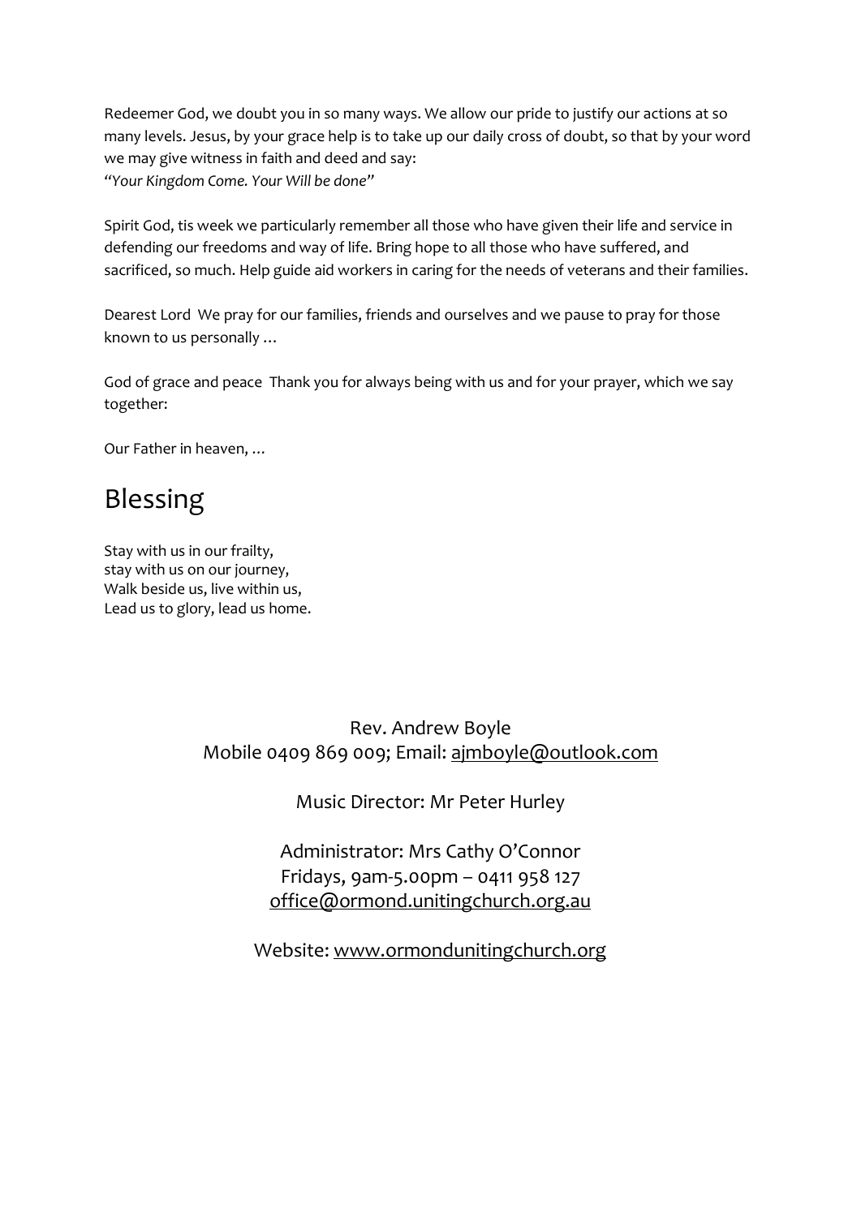Redeemer God, we doubt you in so many ways. We allow our pride to justify our actions at so many levels. Jesus, by your grace help is to take up our daily cross of doubt, so that by your word we may give witness in faith and deed and say:
*"Your Kingdom Come. Your Will be done"*

Spirit God, tis week we particularly remember all those who have given their life and service in defending our freedoms and way of life. Bring hope to all those who have suffered, and sacrificed, so much. Help guide aid workers in caring for the needs of veterans and their families.

Dearest Lord  We pray for our families, friends and ourselves and we pause to pray for those known to us personally …

God of grace and peace  Thank you for always being with us and for your prayer, which we say together:

Our Father in heaven, …

# Blessing

Stay with us in our frailty,
stay with us on our journey,
Walk beside us, live within us,
Lead us to glory, lead us home.

Rev. Andrew Boyle
Mobile 0409 869 009; Email: ajmboyle@outlook.com

Music Director: Mr Peter Hurley

Administrator: Mrs Cathy O'Connor
Fridays, 9am-5.00pm – 0411 958 127
office@ormond.unitingchurch.org.au

Website: www.ormondunitingchurch.org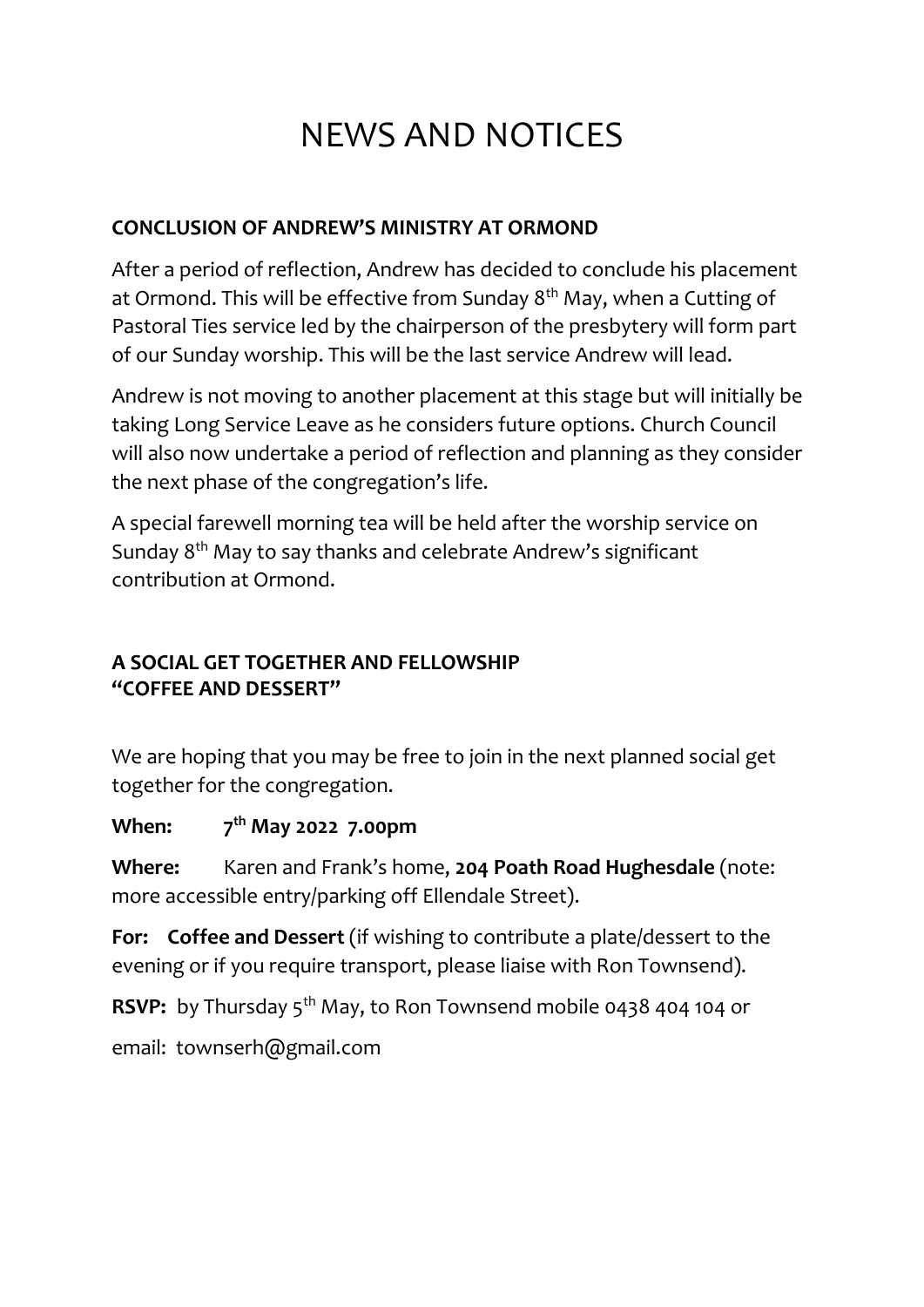# NEWS AND NOTICES

**CONCLUSION OF ANDREW'S MINISTRY AT ORMOND**

After a period of reflection, Andrew has decided to conclude his placement at Ormond. This will be effective from Sunday 8th May, when a Cutting of Pastoral Ties service led by the chairperson of the presbytery will form part of our Sunday worship. This will be the last service Andrew will lead.

Andrew is not moving to another placement at this stage but will initially be taking Long Service Leave as he considers future options. Church Council will also now undertake a period of reflection and planning as they consider the next phase of the congregation's life.

A special farewell morning tea will be held after the worship service on Sunday 8th May to say thanks and celebrate Andrew's significant contribution at Ormond.

**A SOCIAL GET TOGETHER AND FELLOWSHIP**
**"COFFEE AND DESSERT"**

We are hoping that you may be free to join in the next planned social get together for the congregation.

**When:** **7th May 2022 7.00pm**

**Where:** Karen and Frank's home, **204 Poath Road Hughesdale** (note: more accessible entry/parking off Ellendale Street).

**For:** **Coffee and Dessert** (if wishing to contribute a plate/dessert to the evening or if you require transport, please liaise with Ron Townsend).

**RSVP:** by Thursday 5th May, to Ron Townsend mobile 0438 404 104 or

email: townserh@gmail.com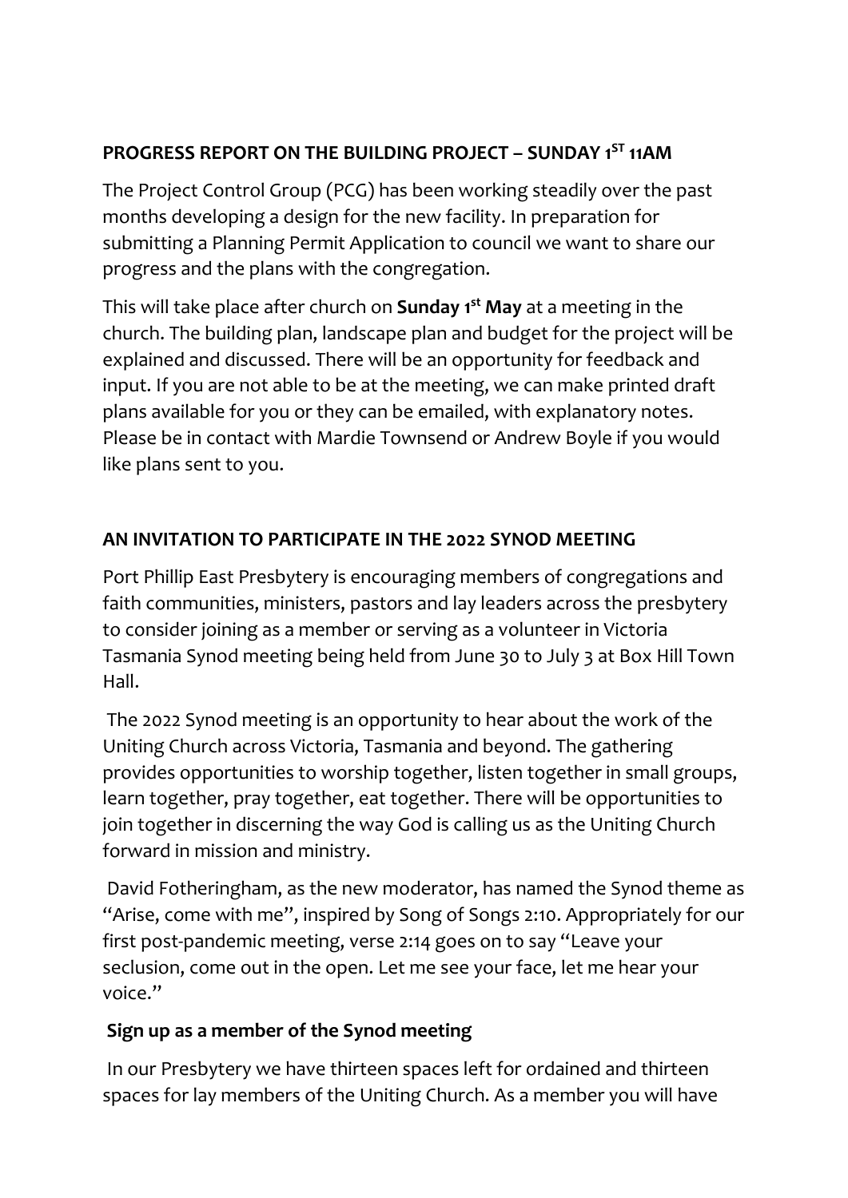## PROGRESS REPORT ON THE BUILDING PROJECT – SUNDAY 1ST 11AM

The Project Control Group (PCG) has been working steadily over the past months developing a design for the new facility. In preparation for submitting a Planning Permit Application to council we want to share our progress and the plans with the congregation.

This will take place after church on **Sunday 1st May** at a meeting in the church. The building plan, landscape plan and budget for the project will be explained and discussed. There will be an opportunity for feedback and input. If you are not able to be at the meeting, we can make printed draft plans available for you or they can be emailed, with explanatory notes. Please be in contact with Mardie Townsend or Andrew Boyle if you would like plans sent to you.

## AN INVITATION TO PARTICIPATE IN THE 2022 SYNOD MEETING

Port Phillip East Presbytery is encouraging members of congregations and faith communities, ministers, pastors and lay leaders across the presbytery to consider joining as a member or serving as a volunteer in Victoria Tasmania Synod meeting being held from June 30 to July 3 at Box Hill Town Hall.

The 2022 Synod meeting is an opportunity to hear about the work of the Uniting Church across Victoria, Tasmania and beyond. The gathering provides opportunities to worship together, listen together in small groups, learn together, pray together, eat together. There will be opportunities to join together in discerning the way God is calling us as the Uniting Church forward in mission and ministry.

David Fotheringham, as the new moderator, has named the Synod theme as "Arise, come with me", inspired by Song of Songs 2:10. Appropriately for our first post-pandemic meeting, verse 2:14 goes on to say "Leave your seclusion, come out in the open. Let me see your face, let me hear your voice."

### Sign up as a member of the Synod meeting

In our Presbytery we have thirteen spaces left for ordained and thirteen spaces for lay members of the Uniting Church. As a member you will have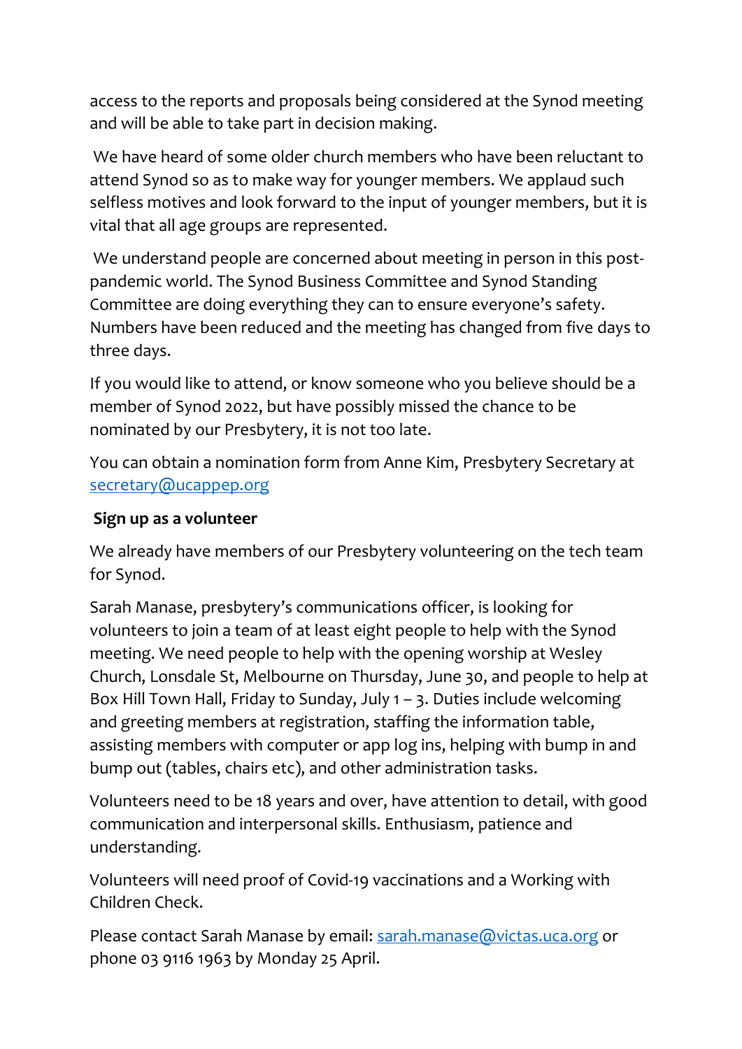access to the reports and proposals being considered at the Synod meeting and will be able to take part in decision making.

We have heard of some older church members who have been reluctant to attend Synod so as to make way for younger members. We applaud such selfless motives and look forward to the input of younger members, but it is vital that all age groups are represented.

We understand people are concerned about meeting in person in this post-pandemic world. The Synod Business Committee and Synod Standing Committee are doing everything they can to ensure everyone's safety. Numbers have been reduced and the meeting has changed from five days to three days.

If you would like to attend, or know someone who you believe should be a member of Synod 2022, but have possibly missed the chance to be nominated by our Presbytery, it is not too late.

You can obtain a nomination form from Anne Kim, Presbytery Secretary at secretary@ucappep.org

**Sign up as a volunteer**

We already have members of our Presbytery volunteering on the tech team for Synod.

Sarah Manase, presbytery's communications officer, is looking for volunteers to join a team of at least eight people to help with the Synod meeting. We need people to help with the opening worship at Wesley Church, Lonsdale St, Melbourne on Thursday, June 30, and people to help at Box Hill Town Hall, Friday to Sunday, July 1 – 3. Duties include welcoming and greeting members at registration, staffing the information table, assisting members with computer or app log ins, helping with bump in and bump out (tables, chairs etc), and other administration tasks.

Volunteers need to be 18 years and over, have attention to detail, with good communication and interpersonal skills. Enthusiasm, patience and understanding.

Volunteers will need proof of Covid-19 vaccinations and a Working with Children Check.

Please contact Sarah Manase by email: sarah.manase@victas.uca.org or phone 03 9116 1963 by Monday 25 April.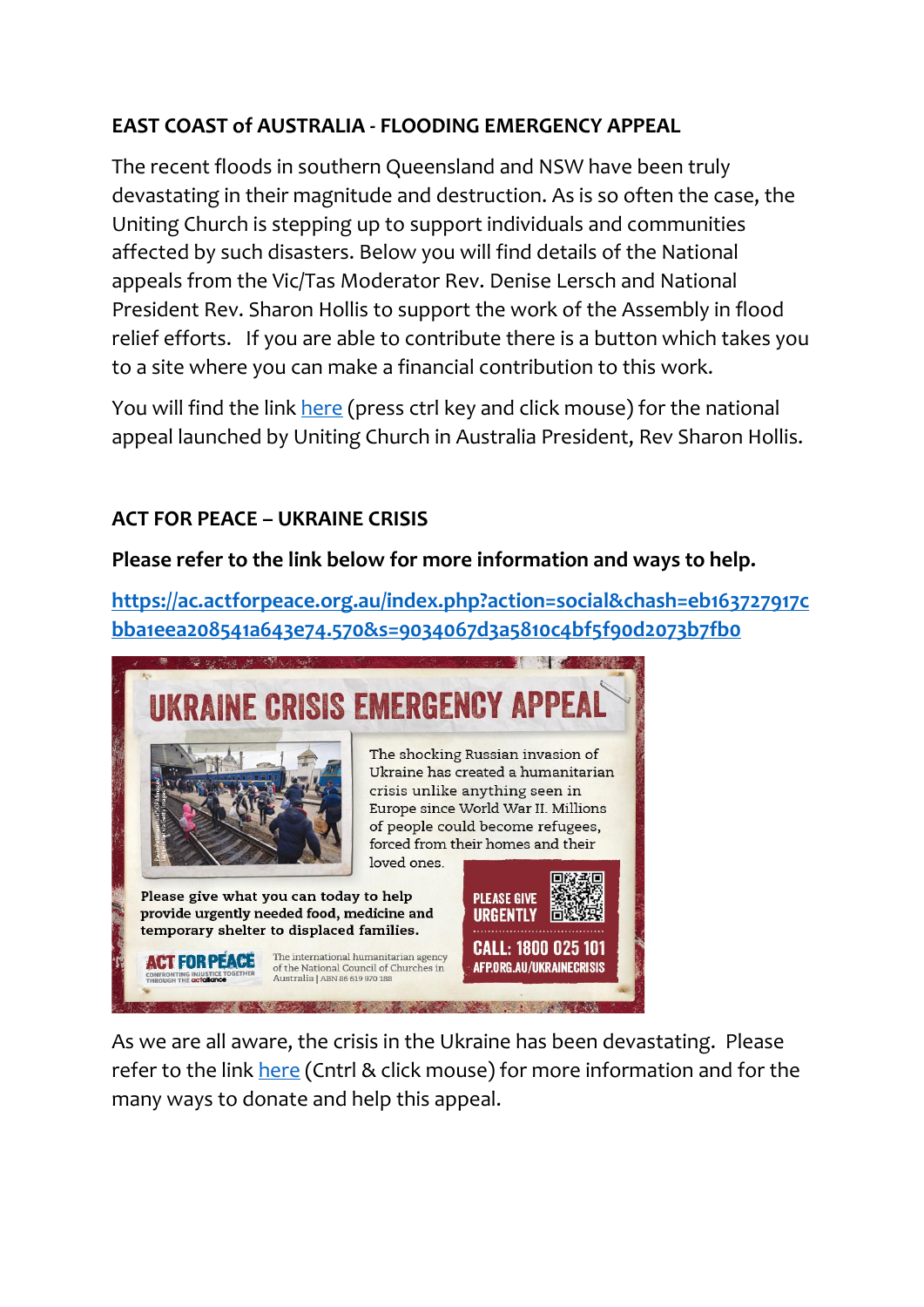**EAST COAST of AUSTRALIA - FLOODING EMERGENCY APPEAL**

The recent floods in southern Queensland and NSW have been truly devastating in their magnitude and destruction. As is so often the case, the Uniting Church is stepping up to support individuals and communities affected by such disasters. Below you will find details of the National appeals from the Vic/Tas Moderator Rev. Denise Lersch and National President Rev. Sharon Hollis to support the work of the Assembly in flood relief efforts. If you are able to contribute there is a button which takes you to a site where you can make a financial contribution to this work.

You will find the link here (press ctrl key and click mouse) for the national appeal launched by Uniting Church in Australia President, Rev Sharon Hollis.

**ACT FOR PEACE – UKRAINE CRISIS**

**Please refer to the link below for more information and ways to help.**

**https://ac.actforpeace.org.au/index.php?action=social&chash=eb163727917cbba1eea208541a643e74.570&s=9034067d3a5810c4bf5f90d2073b7fb0**

UKRAINE CRISIS EMERGENCY APPEAL

The shocking Russian invasion of Ukraine has created a humanitarian crisis unlike anything seen in Europe since World War II. Millions of people could become refugees, forced from their homes and their loved ones.

Please give what you can today to help provide urgently needed food, medicine and temporary shelter to displaced families.

PLEASE GIVE URGENTLY

CALL: 1800 025 101

AFP.ORG.AU/UKRAINECRISIS

ACT FOR PEACE – CONFRONTING INJUSTICE TOGETHER THROUGH THE actalliance

The international humanitarian agency of the National Council of Churches in Australia | ABN 86 619 970 188

As we are all aware, the crisis in the Ukraine has been devastating. Please refer to the link here (Cntrl & click mouse) for more information and for the many ways to donate and help this appeal.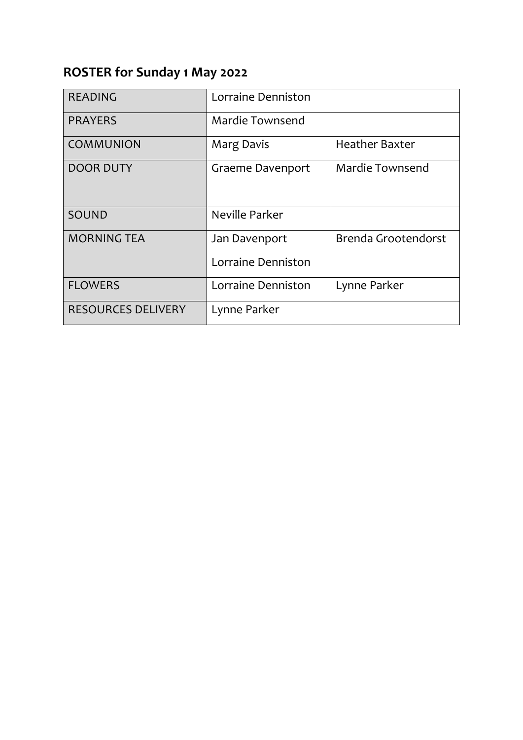## ROSTER for Sunday 1 May 2022

| | | |
|---|---|---|
| READING | Lorraine Denniston | |
| PRAYERS | Mardie Townsend | |
| COMMUNION | Marg Davis | Heather Baxter |
| DOOR DUTY | Graeme Davenport | Mardie Townsend |
| SOUND | Neville Parker | |
| MORNING TEA | Jan Davenport<br>Lorraine Denniston | Brenda Grootendorst |
| FLOWERS | Lorraine Denniston | Lynne Parker |
| RESOURCES DELIVERY | Lynne Parker | |